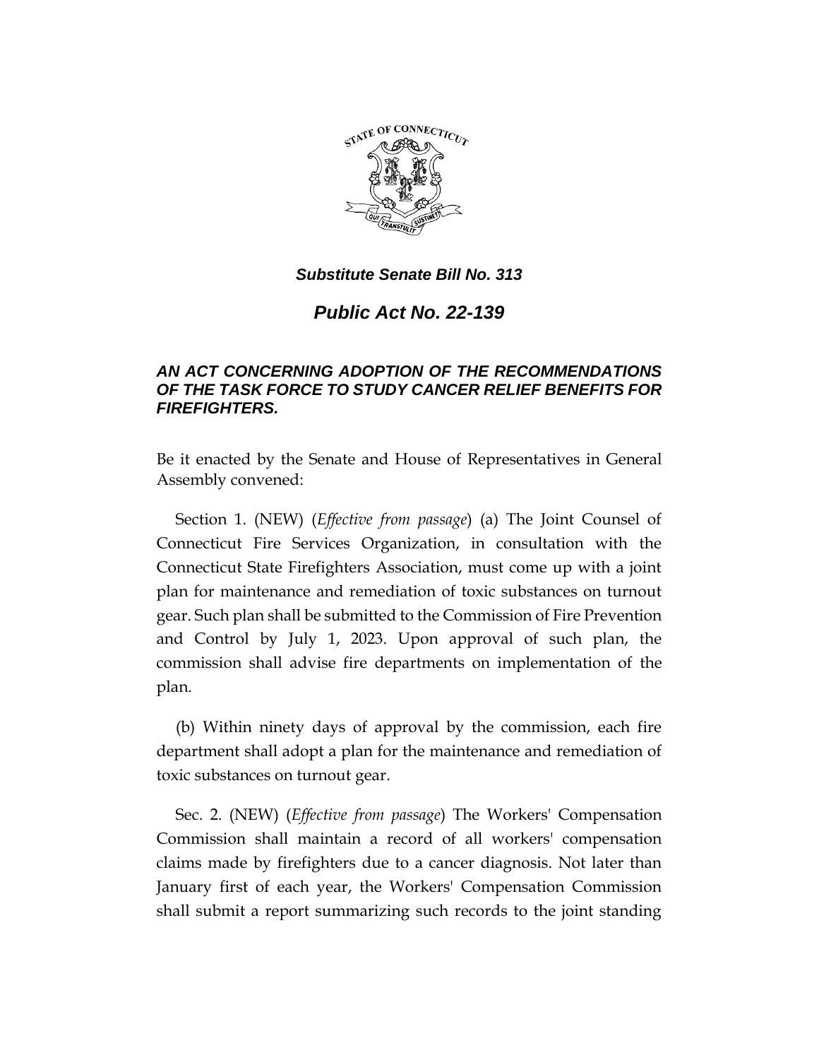***Substitute Senate Bill No. 313***

***Public Act No. 22-139***

***AN ACT CONCERNING ADOPTION OF THE RECOMMENDATIONS OF THE TASK FORCE TO STUDY CANCER RELIEF BENEFITS FOR FIREFIGHTERS.***

Be it enacted by the Senate and House of Representatives in General Assembly convened:

Section 1. (NEW) (*Effective from passage*) (a) The Joint Counsel of Connecticut Fire Services Organization, in consultation with the Connecticut State Firefighters Association, must come up with a joint plan for maintenance and remediation of toxic substances on turnout gear. Such plan shall be submitted to the Commission of Fire Prevention and Control by July 1, 2023. Upon approval of such plan, the commission shall advise fire departments on implementation of the plan.

(b) Within ninety days of approval by the commission, each fire department shall adopt a plan for the maintenance and remediation of toxic substances on turnout gear.

Sec. 2. (NEW) (*Effective from passage*) The Workers' Compensation Commission shall maintain a record of all workers' compensation claims made by firefighters due to a cancer diagnosis. Not later than January first of each year, the Workers' Compensation Commission shall submit a report summarizing such records to the joint standing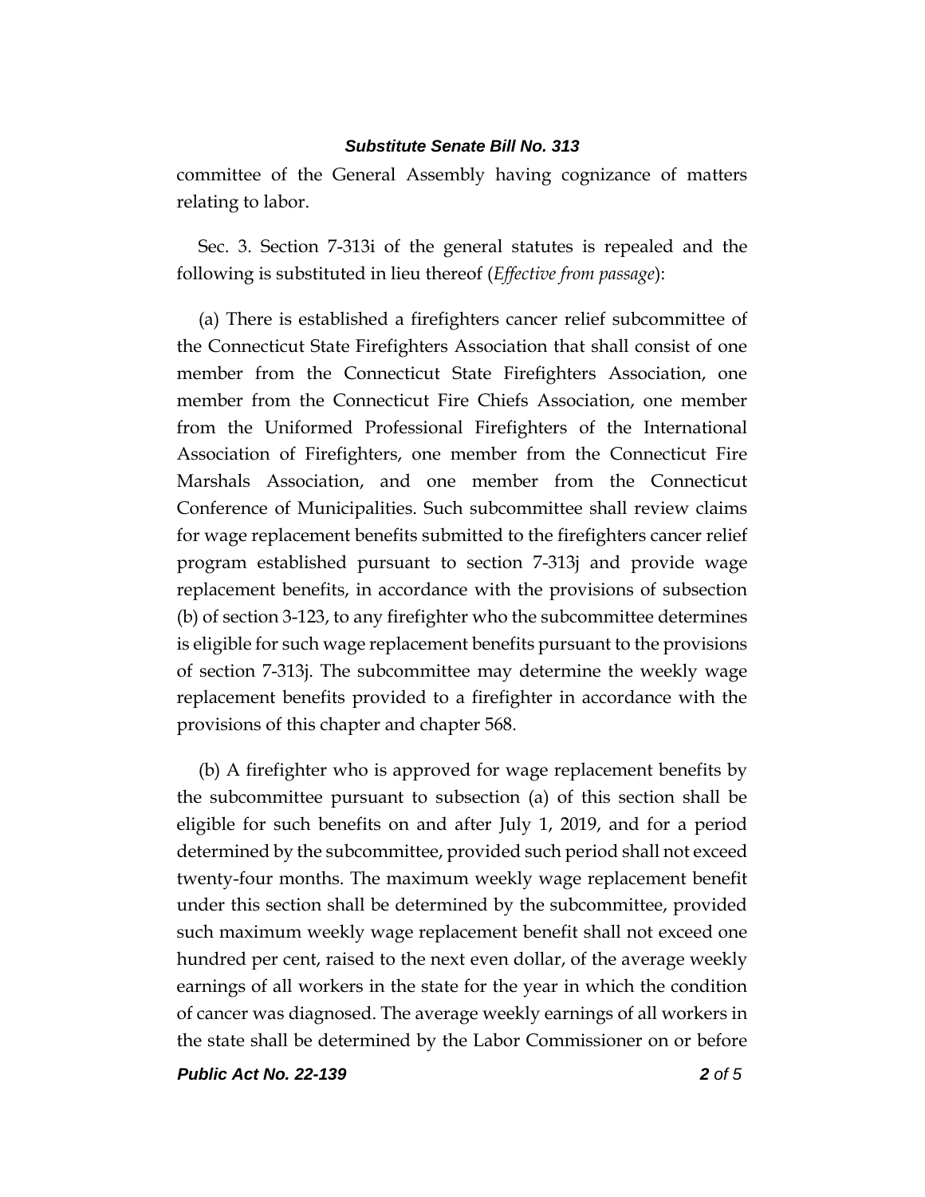committee of the General Assembly having cognizance of matters relating to labor.

Sec. 3. Section 7-313i of the general statutes is repealed and the following is substituted in lieu thereof (*Effective from passage*):

(a) There is established a firefighters cancer relief subcommittee of the Connecticut State Firefighters Association that shall consist of one member from the Connecticut State Firefighters Association, one member from the Connecticut Fire Chiefs Association, one member from the Uniformed Professional Firefighters of the International Association of Firefighters, one member from the Connecticut Fire Marshals Association, and one member from the Connecticut Conference of Municipalities. Such subcommittee shall review claims for wage replacement benefits submitted to the firefighters cancer relief program established pursuant to section 7-313j and provide wage replacement benefits, in accordance with the provisions of subsection (b) of section 3-123, to any firefighter who the subcommittee determines is eligible for such wage replacement benefits pursuant to the provisions of section 7-313j. The subcommittee may determine the weekly wage replacement benefits provided to a firefighter in accordance with the provisions of this chapter and chapter 568.

(b) A firefighter who is approved for wage replacement benefits by the subcommittee pursuant to subsection (a) of this section shall be eligible for such benefits on and after July 1, 2019, and for a period determined by the subcommittee, provided such period shall not exceed twenty-four months. The maximum weekly wage replacement benefit under this section shall be determined by the subcommittee, provided such maximum weekly wage replacement benefit shall not exceed one hundred per cent, raised to the next even dollar, of the average weekly earnings of all workers in the state for the year in which the condition of cancer was diagnosed. The average weekly earnings of all workers in the state shall be determined by the Labor Commissioner on or before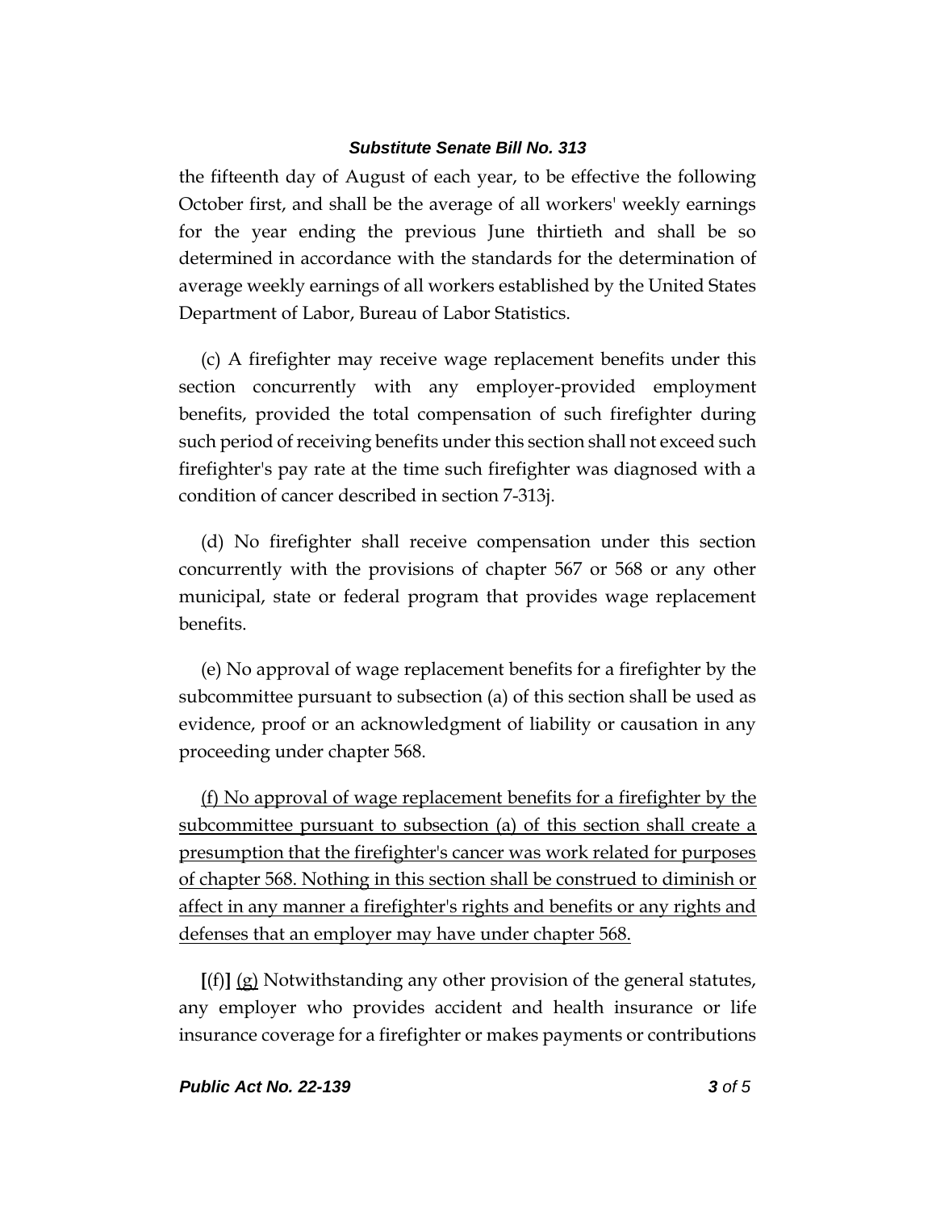the fifteenth day of August of each year, to be effective the following October first, and shall be the average of all workers' weekly earnings for the year ending the previous June thirtieth and shall be so determined in accordance with the standards for the determination of average weekly earnings of all workers established by the United States Department of Labor, Bureau of Labor Statistics.

(c) A firefighter may receive wage replacement benefits under this section concurrently with any employer-provided employment benefits, provided the total compensation of such firefighter during such period of receiving benefits under this section shall not exceed such firefighter's pay rate at the time such firefighter was diagnosed with a condition of cancer described in section 7-313j.

(d) No firefighter shall receive compensation under this section concurrently with the provisions of chapter 567 or 568 or any other municipal, state or federal program that provides wage replacement benefits.

(e) No approval of wage replacement benefits for a firefighter by the subcommittee pursuant to subsection (a) of this section shall be used as evidence, proof or an acknowledgment of liability or causation in any proceeding under chapter 568.

<u>(f) No approval of wage replacement benefits for a firefighter by the subcommittee pursuant to subsection (a) of this section shall create a presumption that the firefighter's cancer was work related for purposes of chapter 568. Nothing in this section shall be construed to diminish or affect in any manner a firefighter's rights and benefits or any rights and defenses that an employer may have under chapter 568.</u>

**[**(f)**]** <u>(g)</u> Notwithstanding any other provision of the general statutes, any employer who provides accident and health insurance or life insurance coverage for a firefighter or makes payments or contributions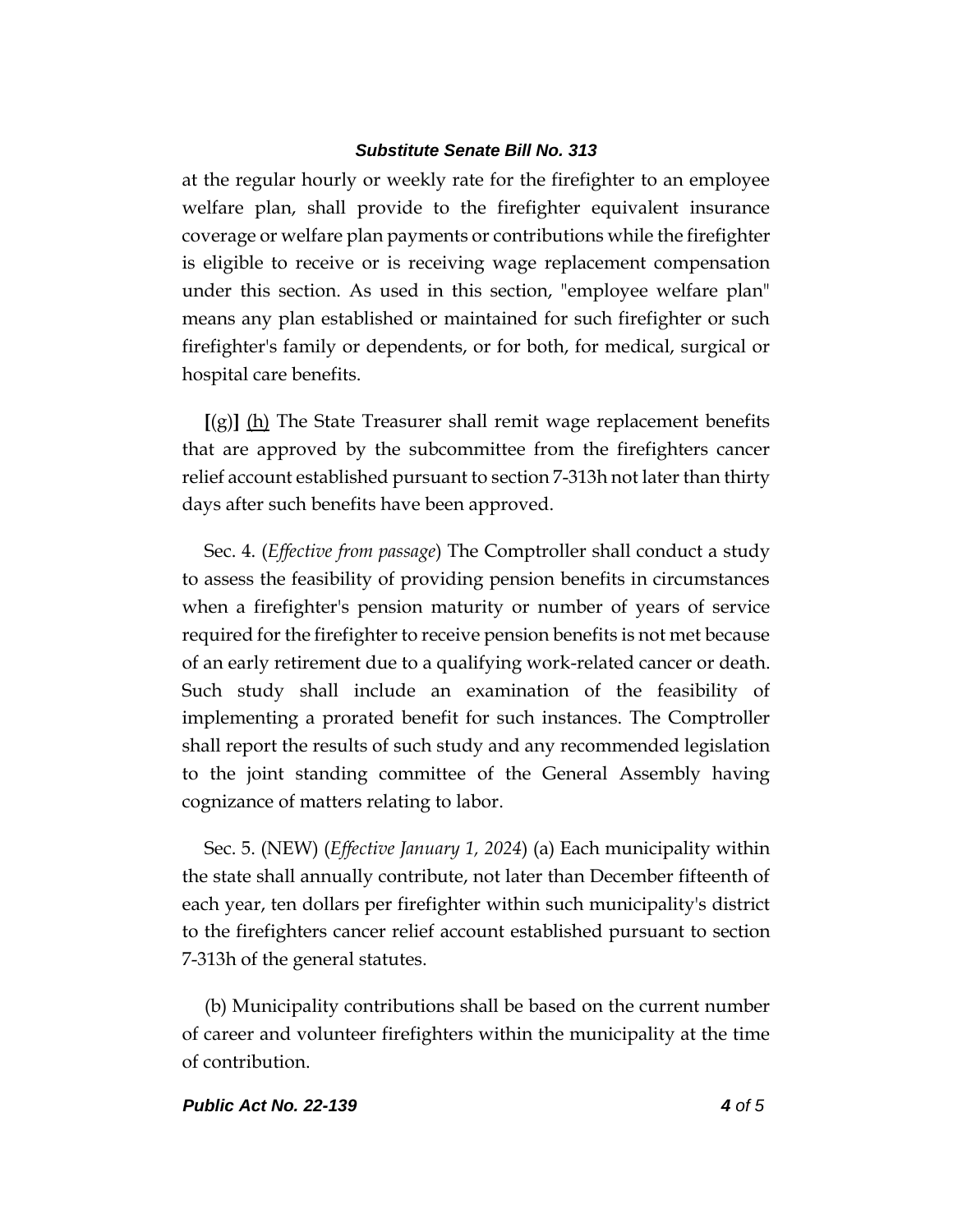at the regular hourly or weekly rate for the firefighter to an employee welfare plan, shall provide to the firefighter equivalent insurance coverage or welfare plan payments or contributions while the firefighter is eligible to receive or is receiving wage replacement compensation under this section. As used in this section, "employee welfare plan" means any plan established or maintained for such firefighter or such firefighter's family or dependents, or for both, for medical, surgical or hospital care benefits.

**[**(g)**]** <u>(h)</u> The State Treasurer shall remit wage replacement benefits that are approved by the subcommittee from the firefighters cancer relief account established pursuant to section 7-313h not later than thirty days after such benefits have been approved.

Sec. 4. (*Effective from passage*) The Comptroller shall conduct a study to assess the feasibility of providing pension benefits in circumstances when a firefighter's pension maturity or number of years of service required for the firefighter to receive pension benefits is not met because of an early retirement due to a qualifying work-related cancer or death. Such study shall include an examination of the feasibility of implementing a prorated benefit for such instances. The Comptroller shall report the results of such study and any recommended legislation to the joint standing committee of the General Assembly having cognizance of matters relating to labor.

Sec. 5. (NEW) (*Effective January 1, 2024*) (a) Each municipality within the state shall annually contribute, not later than December fifteenth of each year, ten dollars per firefighter within such municipality's district to the firefighters cancer relief account established pursuant to section 7-313h of the general statutes.

(b) Municipality contributions shall be based on the current number of career and volunteer firefighters within the municipality at the time of contribution.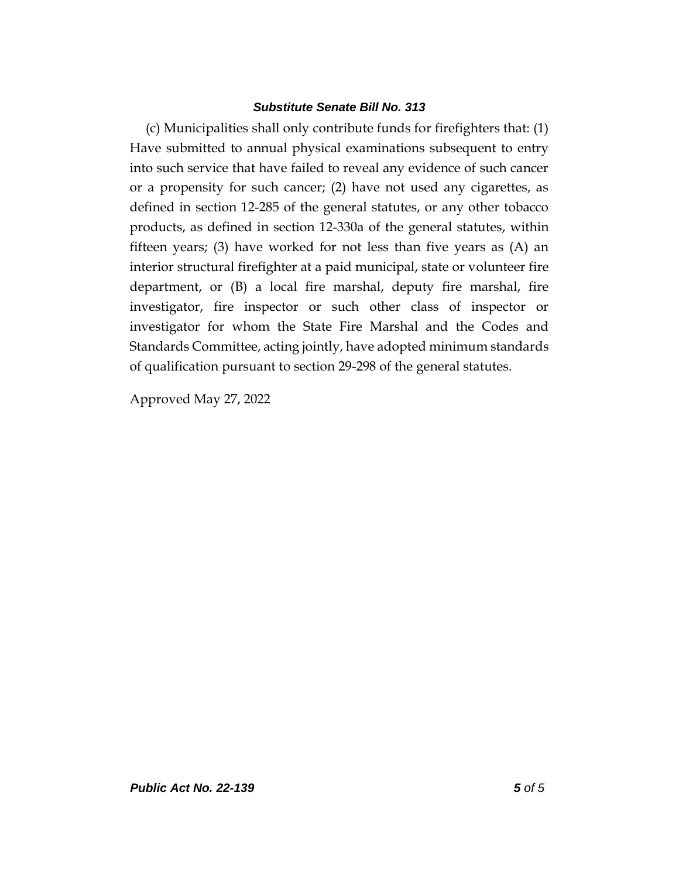(c) Municipalities shall only contribute funds for firefighters that: (1) Have submitted to annual physical examinations subsequent to entry into such service that have failed to reveal any evidence of such cancer or a propensity for such cancer; (2) have not used any cigarettes, as defined in section 12-285 of the general statutes, or any other tobacco products, as defined in section 12-330a of the general statutes, within fifteen years; (3) have worked for not less than five years as (A) an interior structural firefighter at a paid municipal, state or volunteer fire department, or (B) a local fire marshal, deputy fire marshal, fire investigator, fire inspector or such other class of inspector or investigator for whom the State Fire Marshal and the Codes and Standards Committee, acting jointly, have adopted minimum standards of qualification pursuant to section 29-298 of the general statutes.

Approved May 27, 2022